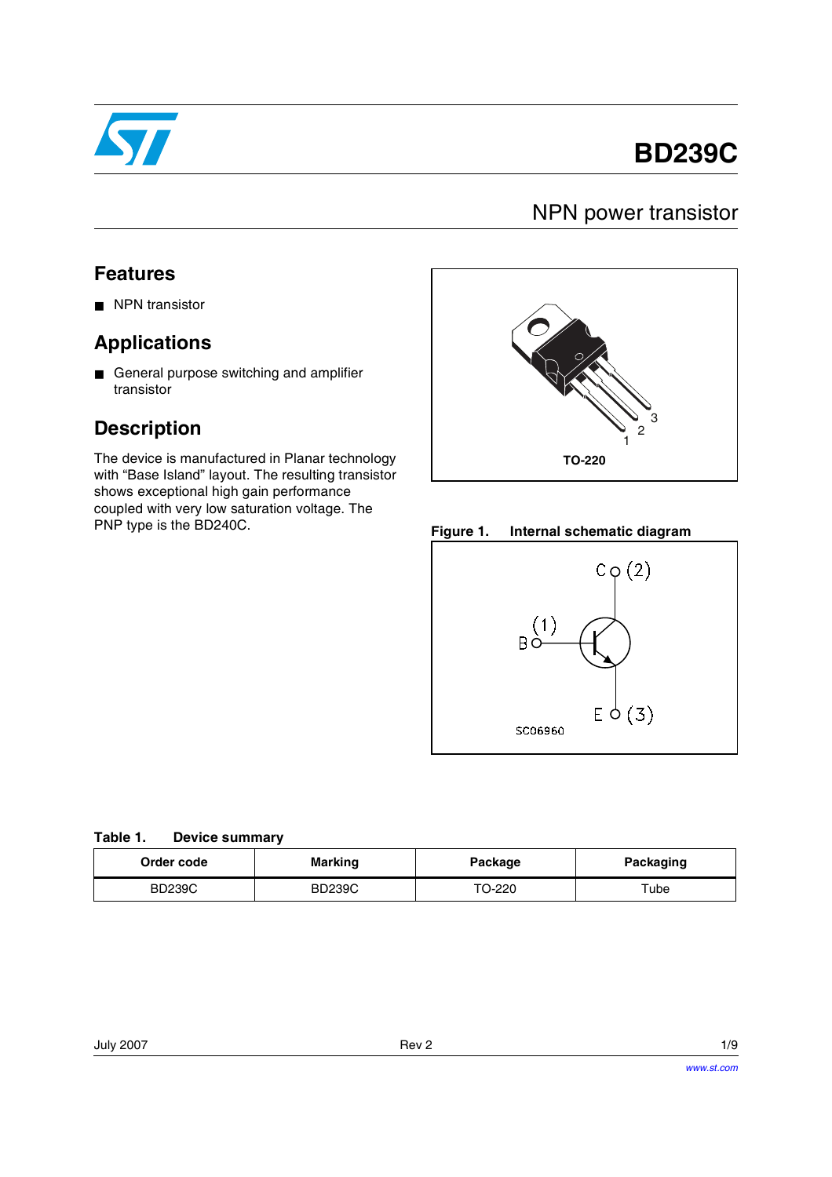# BD239C

## NPN power transistor

### Features

- NPN transistor

### Applications

- General purpose switching and amplifier transistor

### Description

The device is manufactured in Planar technology with "Base Island" layout. The resulting transistor shows exceptional high gain performance coupled with very low saturation voltage. The PNP type is the BD240C.

TO-220

**Figure 1. Internal schematic diagram**

**Table 1. Device summary**

| Order code | Marking | Package | Packaging |
| --- | --- | --- | --- |
| BD239C | BD239C | TO-220 | Tube |

July 2007 Rev 2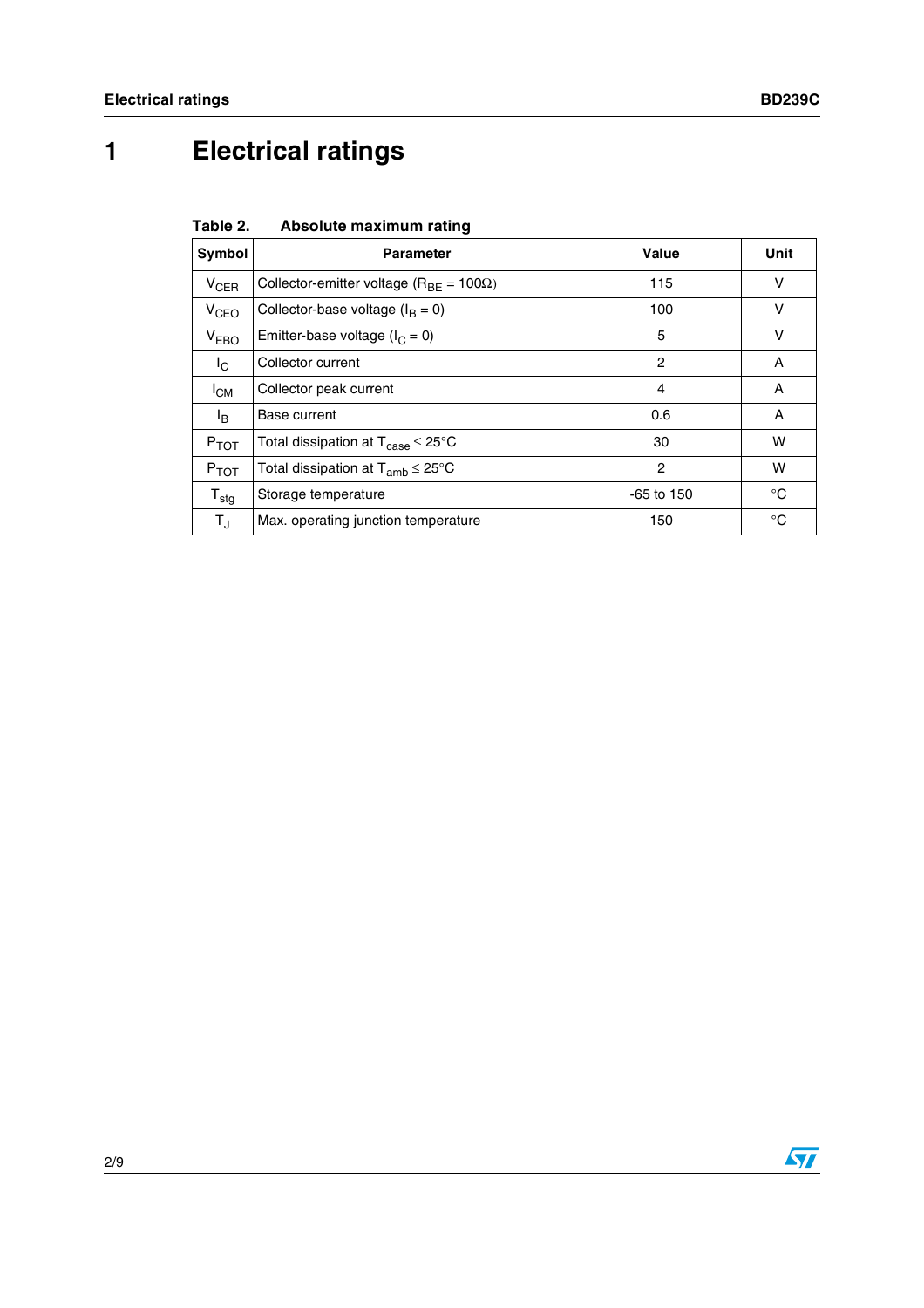# 1 Electrical ratings

**Table 2. Absolute maximum rating**

| Symbol | Parameter | Value | Unit |
|---|---|---|---|
| $V_{CER}$ | Collector-emitter voltage ($R_{BE}$ = 100Ω) | 115 | V |
| $V_{CEO}$ | Collector-base voltage ($I_B$ = 0) | 100 | V |
| $V_{EBO}$ | Emitter-base voltage ($I_C$ = 0) | 5 | V |
| $I_C$ | Collector current | 2 | A |
| $I_{CM}$ | Collector peak current | 4 | A |
| $I_B$ | Base current | 0.6 | A |
| $P_{TOT}$ | Total dissipation at $T_{case} \leq 25°C$ | 30 | W |
| $P_{TOT}$ | Total dissipation at $T_{amb} \leq 25°C$ | 2 | W |
| $T_{stg}$ | Storage temperature | -65 to 150 | °C |
| $T_J$ | Max. operating junction temperature | 150 | °C |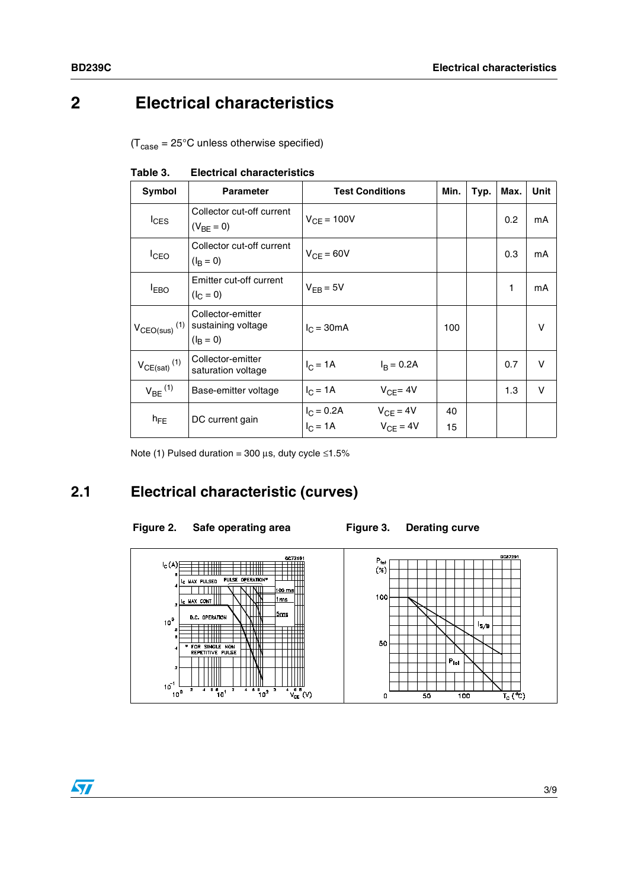# 2 Electrical characteristics

($T_{case}$ = 25°C unless otherwise specified)

**Table 3. Electrical characteristics**

| Symbol | Parameter | Test Conditions | Min. | Typ. | Max. | Unit |
|---|---|---|---|---|---|---|
| $I_{CES}$ | Collector cut-off current ($V_{BE}$ = 0) | $V_{CE}$ = 100V | | | 0.2 | mA |
| $I_{CEO}$ | Collector cut-off current ($I_B$ = 0) | $V_{CE}$ = 60V | | | 0.3 | mA |
| $I_{EBO}$ | Emitter cut-off current ($I_C$ = 0) | $V_{EB}$ = 5V | | | 1 | mA |
| $V_{CEO(sus)}$ (1) | Collector-emitter sustaining voltage ($I_B$ = 0) | $I_C$ = 30mA | 100 | | | V |
| $V_{CE(sat)}$ (1) | Collector-emitter saturation voltage | $I_C$ = 1A $I_B$ = 0.2A | | | 0.7 | V |
| $V_{BE}$ (1) | Base-emitter voltage | $I_C$ = 1A $V_{CE}$= 4V | | | 1.3 | V |
| $h_{FE}$ | DC current gain | $I_C$ = 0.2A $V_{CE}$ = 4V<br>$I_C$ = 1A $V_{CE}$ = 4V | 40<br>15 | | | |

Note (1) Pulsed duration = 300 µs, duty cycle ≤1.5%

## 2.1 Electrical characteristic (curves)

**Figure 2. Safe operating area**

**Figure 3. Derating curve**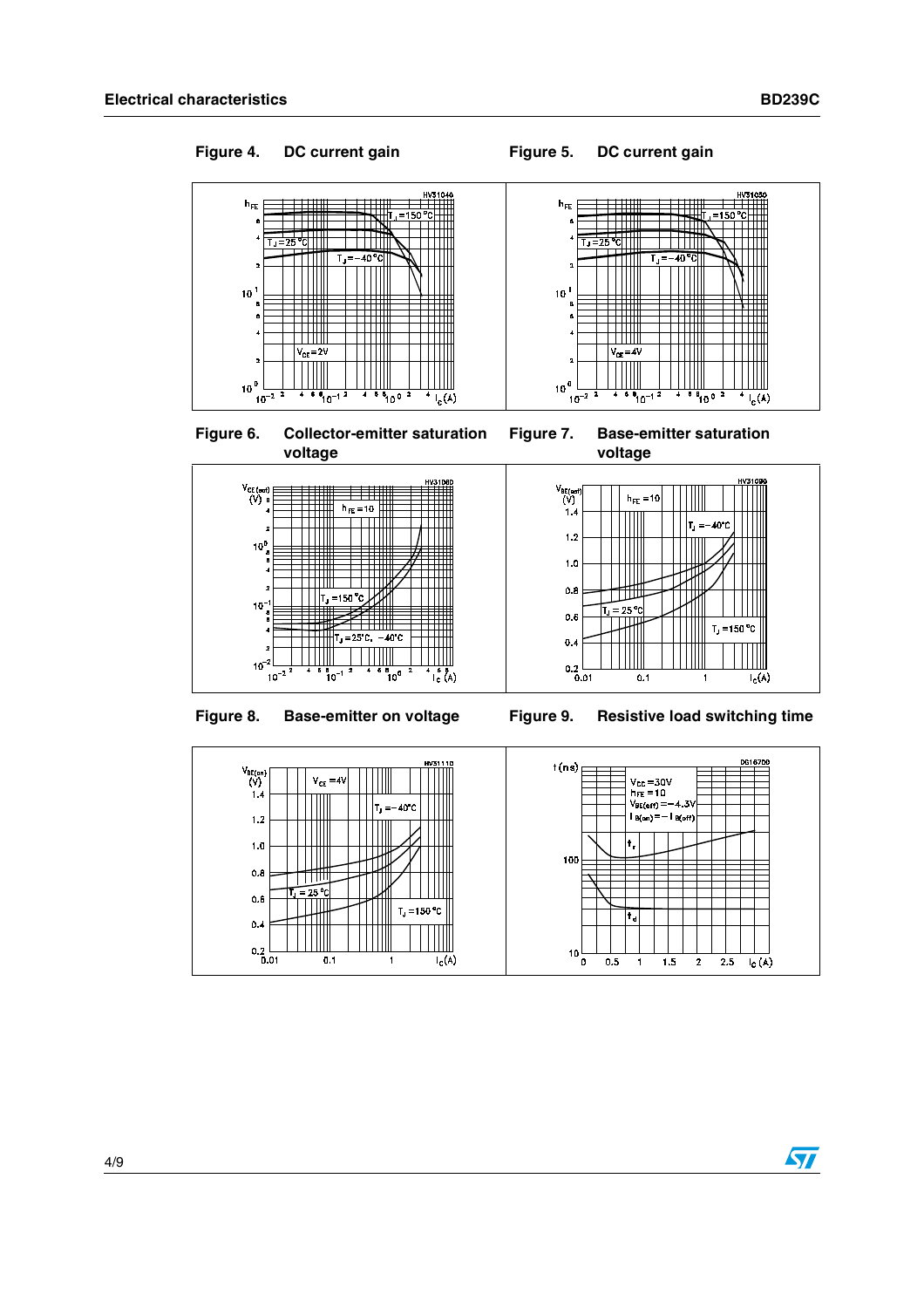## Figure 4. DC current gain

## Figure 5. DC current gain

## Figure 6. Collector-emitter saturation voltage

## Figure 7. Base-emitter saturation voltage

## Figure 8. Base-emitter on voltage

## Figure 9. Resistive load switching time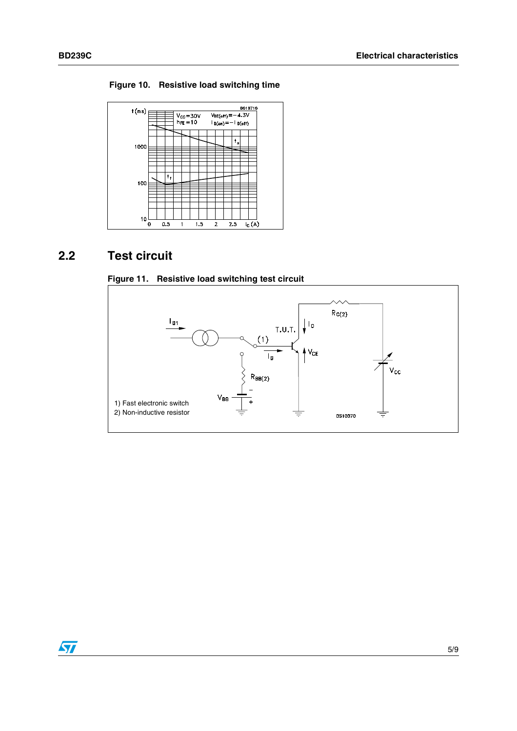**Figure 10. Resistive load switching time**

## 2.2 Test circuit

**Figure 11. Resistive load switching test circuit**

1) Fast electronic switch
2) Non-inductive resistor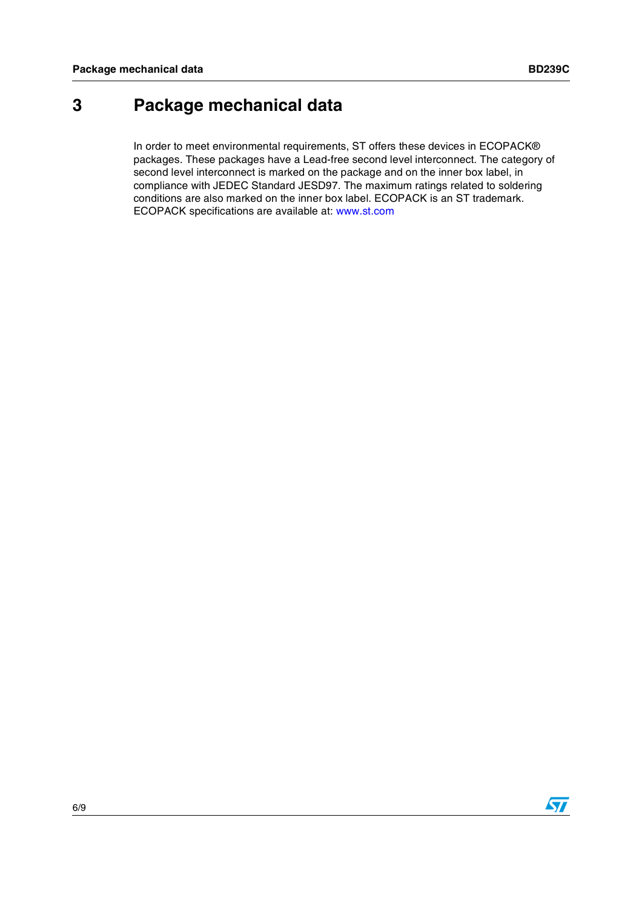# 3 Package mechanical data

In order to meet environmental requirements, ST offers these devices in ECOPACK® packages. These packages have a Lead-free second level interconnect. The category of second level interconnect is marked on the package and on the inner box label, in compliance with JEDEC Standard JESD97. The maximum ratings related to soldering conditions are also marked on the inner box label. ECOPACK is an ST trademark. ECOPACK specifications are available at: www.st.com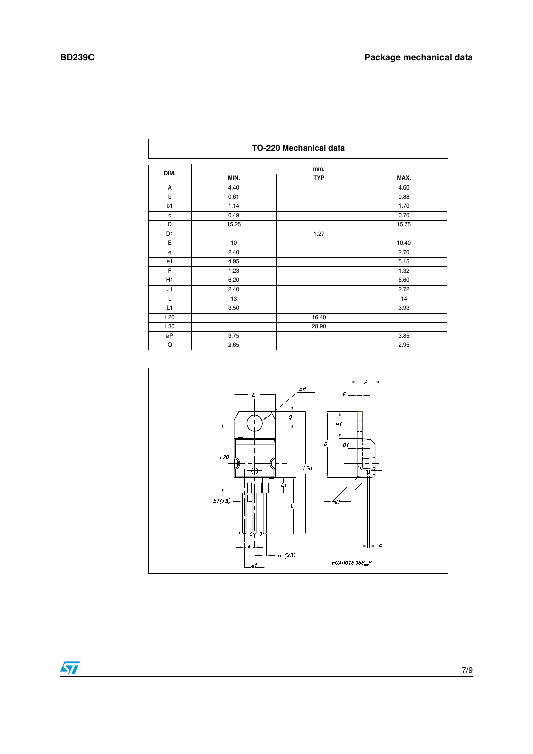| TO-220 Mechanical data | | | |
|---|---|---|---|
| DIM. | mm. | | |
| | MIN. | TYP | MAX. |
| A | 4.40 | | 4.60 |
| b | 0.61 | | 0.88 |
| b1 | 1.14 | | 1.70 |
| c | 0.49 | | 0.70 |
| D | 15.25 | | 15.75 |
| D1 | | 1.27 | |
| E | 10 | | 10.40 |
| e | 2.40 | | 2.70 |
| e1 | 4.95 | | 5.15 |
| F | 1.23 | | 1.32 |
| H1 | 6.20 | | 6.60 |
| J1 | 2.40 | | 2.72 |
| L | 13 | | 14 |
| L1 | 3.50 | | 3.93 |
| L20 | | 16.40 | |
| L30 | | 28.90 | |
| øP | 3.75 | | 3.85 |
| Q | 2.65 | | 2.95 |

POA0015988_P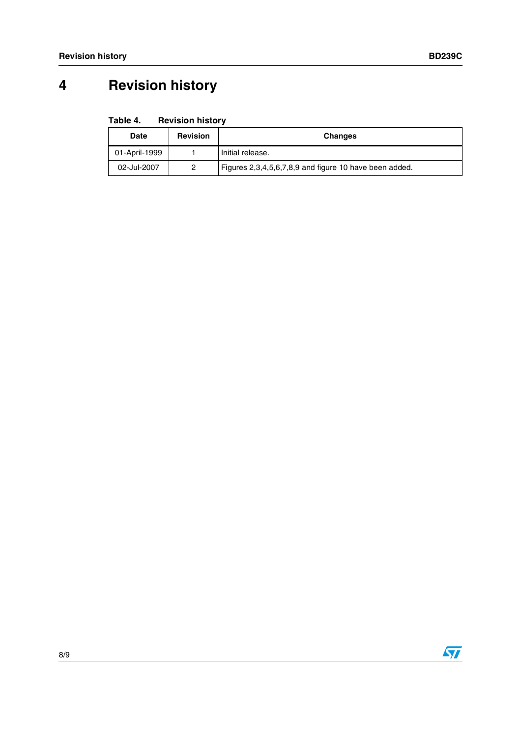# 4 Revision history

**Table 4. Revision history**

| Date | Revision | Changes |
|---|---|---|
| 01-April-1999 | 1 | Initial release. |
| 02-Jul-2007 | 2 | Figures 2,3,4,5,6,7,8,9 and figure 10 have been added. |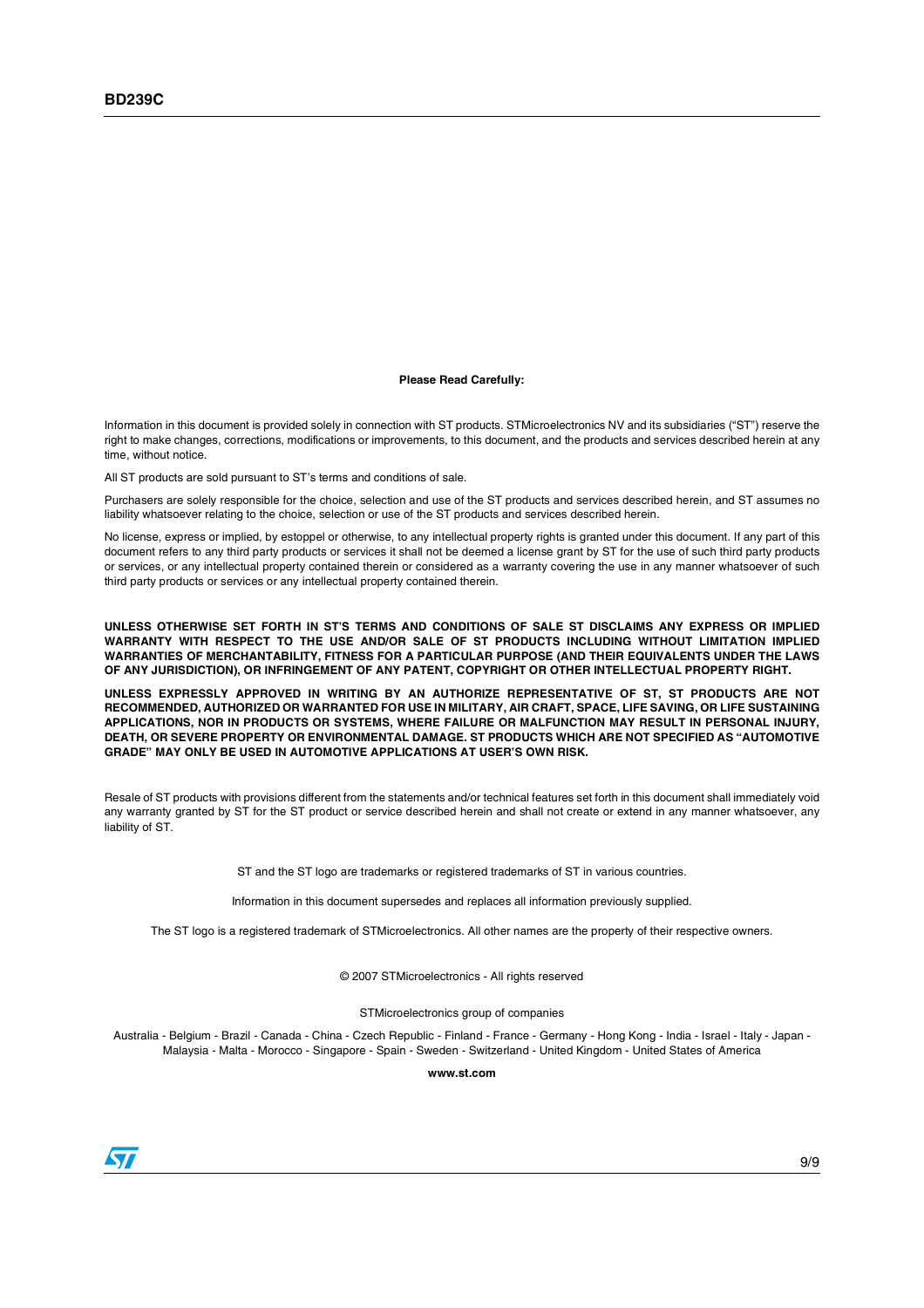**Please Read Carefully:**

Information in this document is provided solely in connection with ST products. STMicroelectronics NV and its subsidiaries ("ST") reserve the right to make changes, corrections, modifications or improvements, to this document, and the products and services described herein at any time, without notice.

All ST products are sold pursuant to ST's terms and conditions of sale.

Purchasers are solely responsible for the choice, selection and use of the ST products and services described herein, and ST assumes no liability whatsoever relating to the choice, selection or use of the ST products and services described herein.

No license, express or implied, by estoppel or otherwise, to any intellectual property rights is granted under this document. If any part of this document refers to any third party products or services it shall not be deemed a license grant by ST for the use of such third party products or services, or any intellectual property contained therein or considered as a warranty covering the use in any manner whatsoever of such third party products or services or any intellectual property contained therein.

**UNLESS OTHERWISE SET FORTH IN ST'S TERMS AND CONDITIONS OF SALE ST DISCLAIMS ANY EXPRESS OR IMPLIED WARRANTY WITH RESPECT TO THE USE AND/OR SALE OF ST PRODUCTS INCLUDING WITHOUT LIMITATION IMPLIED WARRANTIES OF MERCHANTABILITY, FITNESS FOR A PARTICULAR PURPOSE (AND THEIR EQUIVALENTS UNDER THE LAWS OF ANY JURISDICTION), OR INFRINGEMENT OF ANY PATENT, COPYRIGHT OR OTHER INTELLECTUAL PROPERTY RIGHT.**

**UNLESS EXPRESSLY APPROVED IN WRITING BY AN AUTHORIZE REPRESENTATIVE OF ST, ST PRODUCTS ARE NOT RECOMMENDED, AUTHORIZED OR WARRANTED FOR USE IN MILITARY, AIR CRAFT, SPACE, LIFE SAVING, OR LIFE SUSTAINING APPLICATIONS, NOR IN PRODUCTS OR SYSTEMS, WHERE FAILURE OR MALFUNCTION MAY RESULT IN PERSONAL INJURY, DEATH, OR SEVERE PROPERTY OR ENVIRONMENTAL DAMAGE. ST PRODUCTS WHICH ARE NOT SPECIFIED AS "AUTOMOTIVE GRADE" MAY ONLY BE USED IN AUTOMOTIVE APPLICATIONS AT USER'S OWN RISK.**

Resale of ST products with provisions different from the statements and/or technical features set forth in this document shall immediately void any warranty granted by ST for the ST product or service described herein and shall not create or extend in any manner whatsoever, any liability of ST.

ST and the ST logo are trademarks or registered trademarks of ST in various countries.

Information in this document supersedes and replaces all information previously supplied.

The ST logo is a registered trademark of STMicroelectronics. All other names are the property of their respective owners.

© 2007 STMicroelectronics - All rights reserved

STMicroelectronics group of companies

Australia - Belgium - Brazil - Canada - China - Czech Republic - Finland - France - Germany - Hong Kong - India - Israel - Italy - Japan - Malaysia - Malta - Morocco - Singapore - Spain - Sweden - Switzerland - United Kingdom - United States of America

**www.st.com**